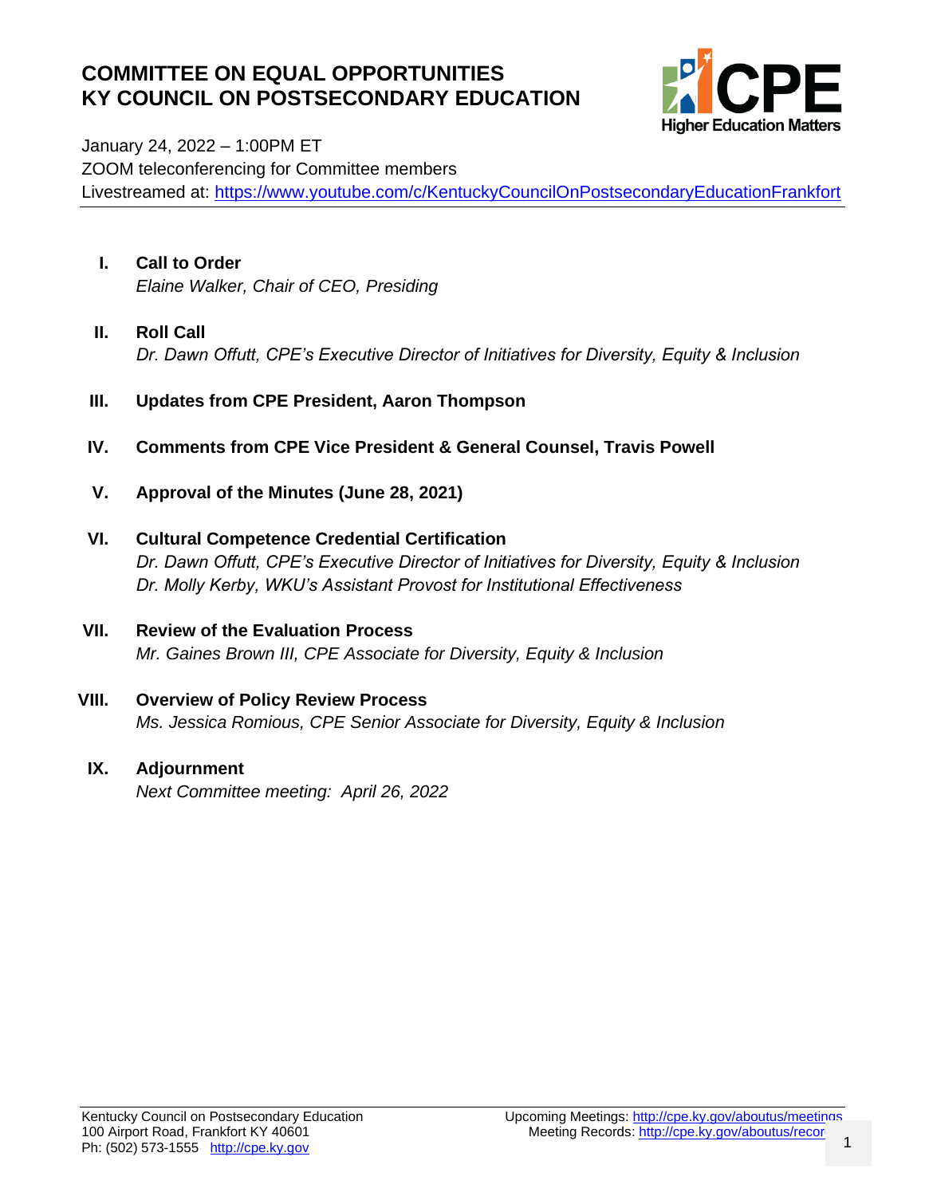# COMMITTEE ON EQUAL OPPORTUNITIES
# KY COUNCIL ON POSTSECONDARY EDUCATION

January 24, 2022 – 1:00PM ET
ZOOM teleconferencing for Committee members
Livestreamed at: https://www.youtube.com/c/KentuckyCouncilOnPostsecondaryEducationFrankfort

---

**I. Call to Order**
*Elaine Walker, Chair of CEO, Presiding*

**II. Roll Call**
*Dr. Dawn Offutt, CPE's Executive Director of Initiatives for Diversity, Equity & Inclusion*

**III. Updates from CPE President, Aaron Thompson**

**IV. Comments from CPE Vice President & General Counsel, Travis Powell**

**V. Approval of the Minutes (June 28, 2021)**

**VI. Cultural Competence Credential Certification**
*Dr. Dawn Offutt, CPE's Executive Director of Initiatives for Diversity, Equity & Inclusion*
*Dr. Molly Kerby, WKU's Assistant Provost for Institutional Effectiveness*

**VII. Review of the Evaluation Process**
*Mr. Gaines Brown III, CPE Associate for Diversity, Equity & Inclusion*

**VIII. Overview of Policy Review Process**
*Ms. Jessica Romious, CPE Senior Associate for Diversity, Equity & Inclusion*

**IX. Adjournment**
*Next Committee meeting: April 26, 2022*

---

Kentucky Council on Postsecondary Education
100 Airport Road, Frankfort KY 40601
Ph: (502) 573-1555 http://cpe.ky.gov

Upcoming Meetings: http://cpe.ky.gov/aboutus/meetings
Meeting Records: http://cpe.ky.gov/aboutus/recor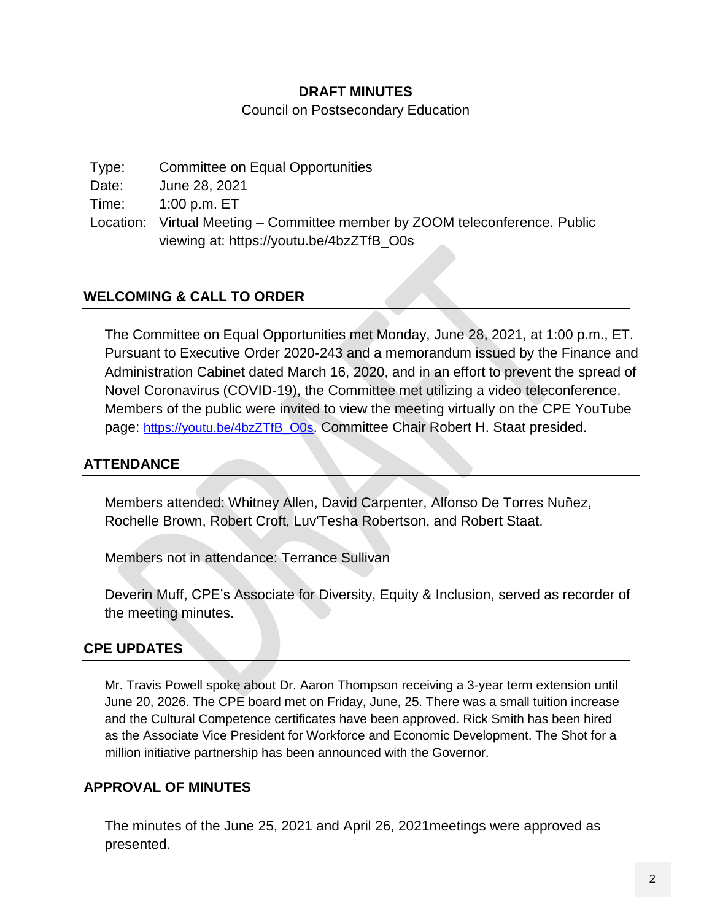**DRAFT MINUTES**

Council on Postsecondary Education

Type: Committee on Equal Opportunities
Date: June 28, 2021
Time: 1:00 p.m. ET
Location: Virtual Meeting – Committee member by ZOOM teleconference. Public viewing at: https://youtu.be/4bzZTfB_O0s

## WELCOMING & CALL TO ORDER

The Committee on Equal Opportunities met Monday, June 28, 2021, at 1:00 p.m., ET. Pursuant to Executive Order 2020-243 and a memorandum issued by the Finance and Administration Cabinet dated March 16, 2020, and in an effort to prevent the spread of Novel Coronavirus (COVID-19), the Committee met utilizing a video teleconference. Members of the public were invited to view the meeting virtually on the CPE YouTube page: https://youtu.be/4bzZTfB_O0s. Committee Chair Robert H. Staat presided.

## ATTENDANCE

Members attended: Whitney Allen, David Carpenter, Alfonso De Torres Nuñez, Rochelle Brown, Robert Croft, Luv'Tesha Robertson, and Robert Staat.

Members not in attendance: Terrance Sullivan

Deverin Muff, CPE's Associate for Diversity, Equity & Inclusion, served as recorder of the meeting minutes.

## CPE UPDATES

Mr. Travis Powell spoke about Dr. Aaron Thompson receiving a 3-year term extension until June 20, 2026. The CPE board met on Friday, June, 25. There was a small tuition increase and the Cultural Competence certificates have been approved. Rick Smith has been hired as the Associate Vice President for Workforce and Economic Development. The Shot for a million initiative partnership has been announced with the Governor.

## APPROVAL OF MINUTES

The minutes of the June 25, 2021 and April 26, 2021meetings were approved as presented.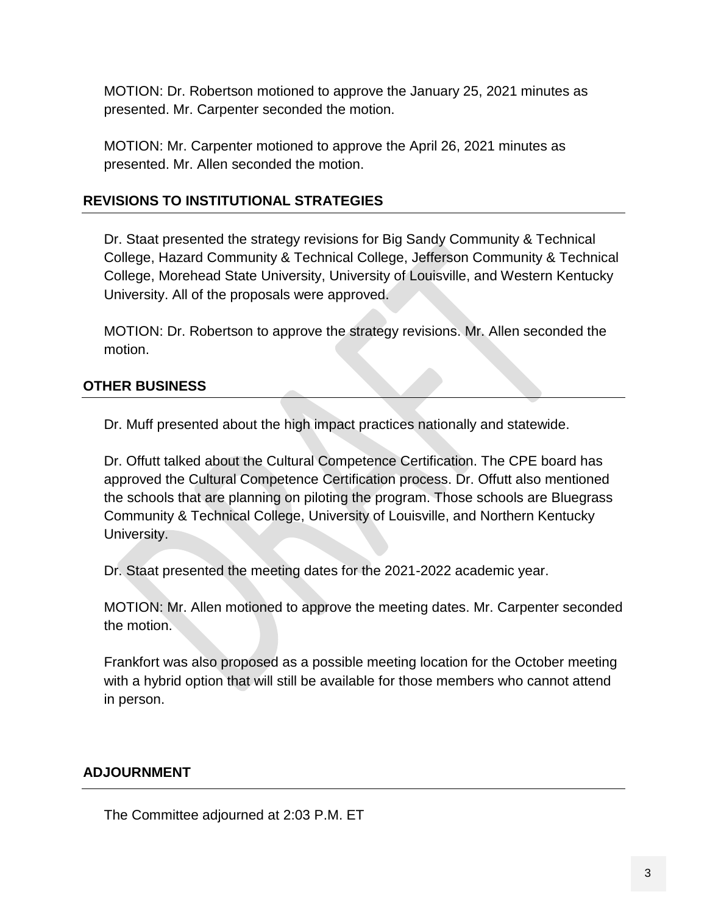MOTION: Dr. Robertson motioned to approve the January 25, 2021 minutes as presented. Mr. Carpenter seconded the motion.

MOTION: Mr. Carpenter motioned to approve the April 26, 2021 minutes as presented. Mr. Allen seconded the motion.

## REVISIONS TO INSTITUTIONAL STRATEGIES

Dr. Staat presented the strategy revisions for Big Sandy Community & Technical College, Hazard Community & Technical College, Jefferson Community & Technical College, Morehead State University, University of Louisville, and Western Kentucky University. All of the proposals were approved.

MOTION: Dr. Robertson to approve the strategy revisions. Mr. Allen seconded the motion.

## OTHER BUSINESS

Dr. Muff presented about the high impact practices nationally and statewide.

Dr. Offutt talked about the Cultural Competence Certification. The CPE board has approved the Cultural Competence Certification process. Dr. Offutt also mentioned the schools that are planning on piloting the program. Those schools are Bluegrass Community & Technical College, University of Louisville, and Northern Kentucky University.

Dr. Staat presented the meeting dates for the 2021-2022 academic year.

MOTION: Mr. Allen motioned to approve the meeting dates. Mr. Carpenter seconded the motion.

Frankfort was also proposed as a possible meeting location for the October meeting with a hybrid option that will still be available for those members who cannot attend in person.

## ADJOURNMENT

The Committee adjourned at 2:03 P.M. ET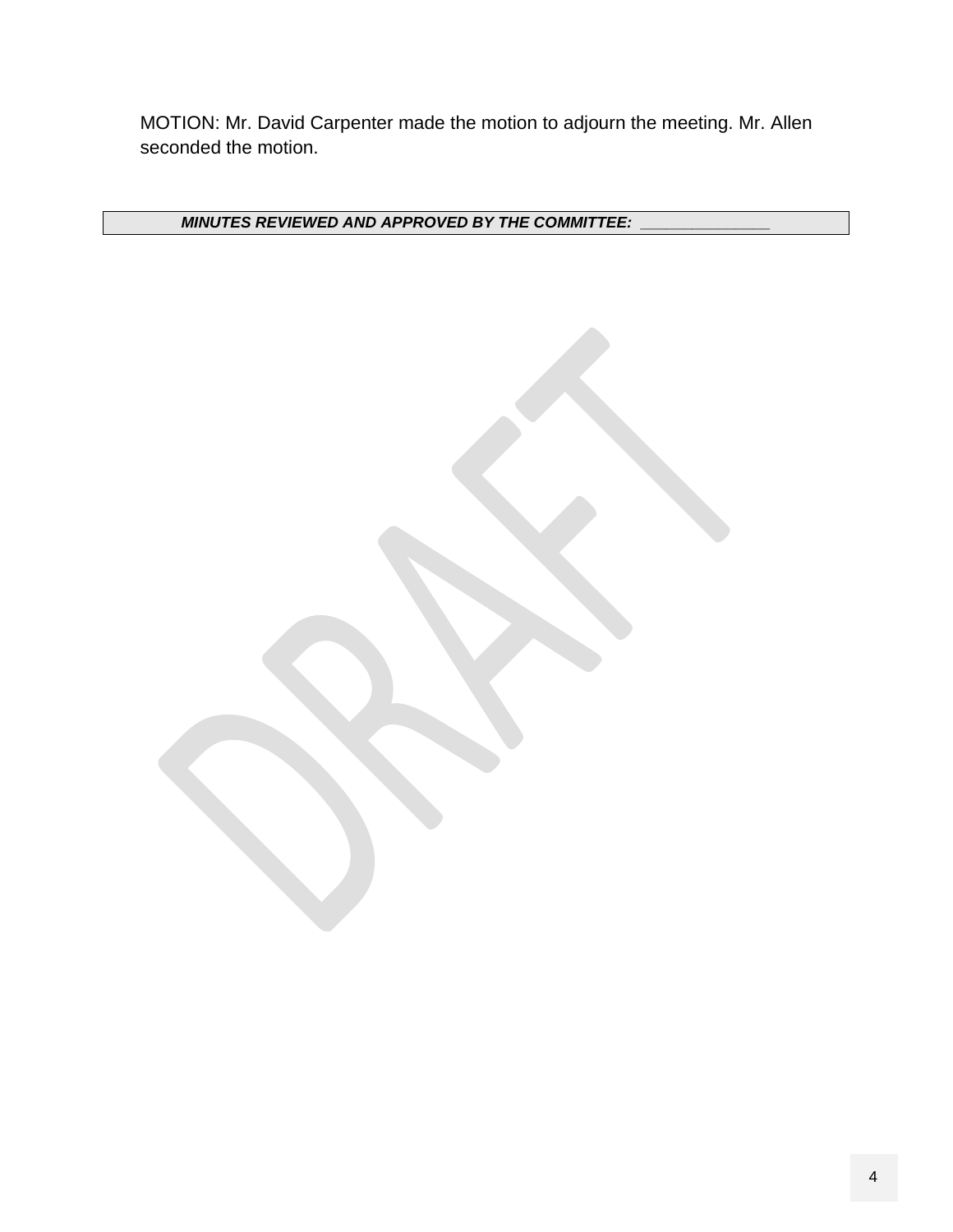MOTION: Mr. David Carpenter made the motion to adjourn the meeting. Mr. Allen seconded the motion.

| ***MINUTES REVIEWED AND APPROVED BY THE COMMITTEE: _______________*** |
| --- |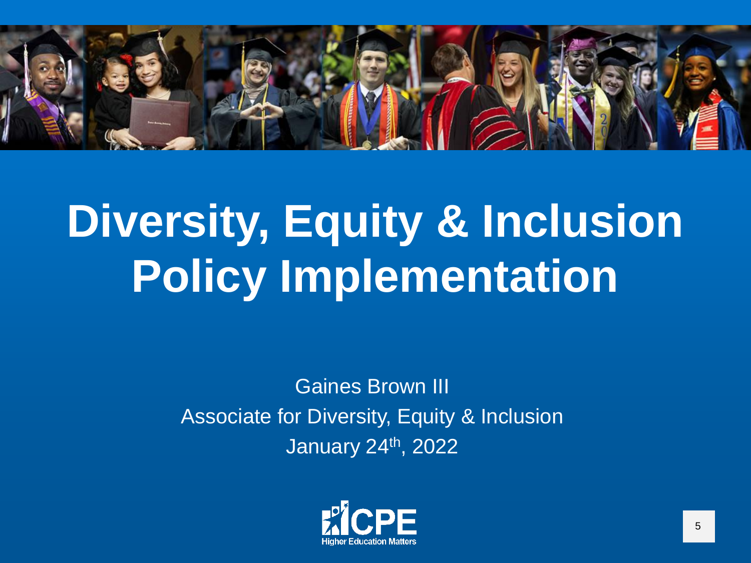# Diversity, Equity & Inclusion Policy Implementation

Gaines Brown III

Associate for Diversity, Equity & Inclusion

January 24th, 2022

CPE

Higher Education Matters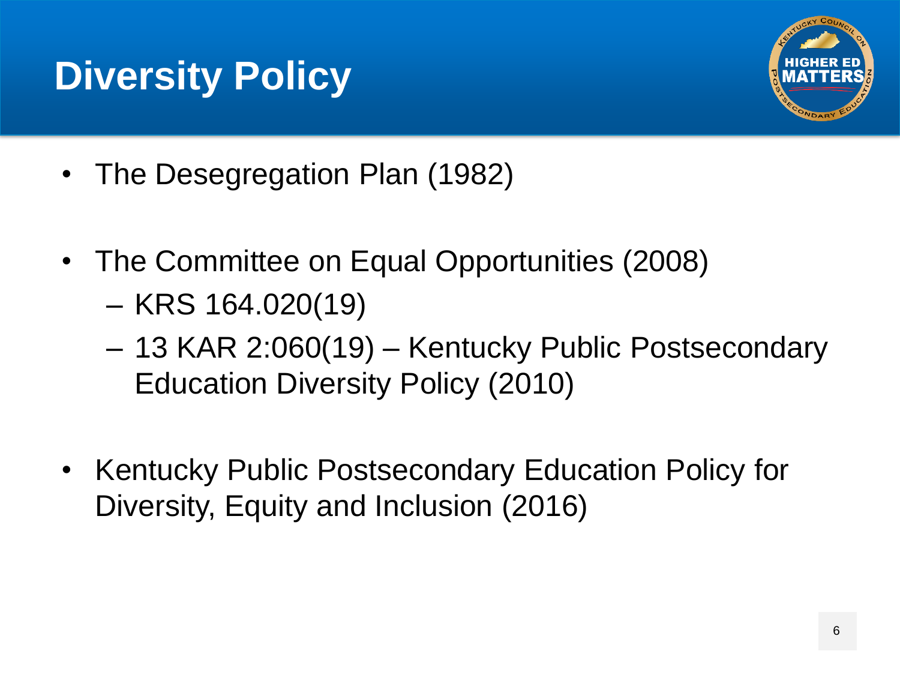# Diversity Policy

- The Desegregation Plan (1982)
- The Committee on Equal Opportunities (2008)
  - KRS 164.020(19)
  - 13 KAR 2:060(19) – Kentucky Public Postsecondary Education Diversity Policy (2010)
- Kentucky Public Postsecondary Education Policy for Diversity, Equity and Inclusion (2016)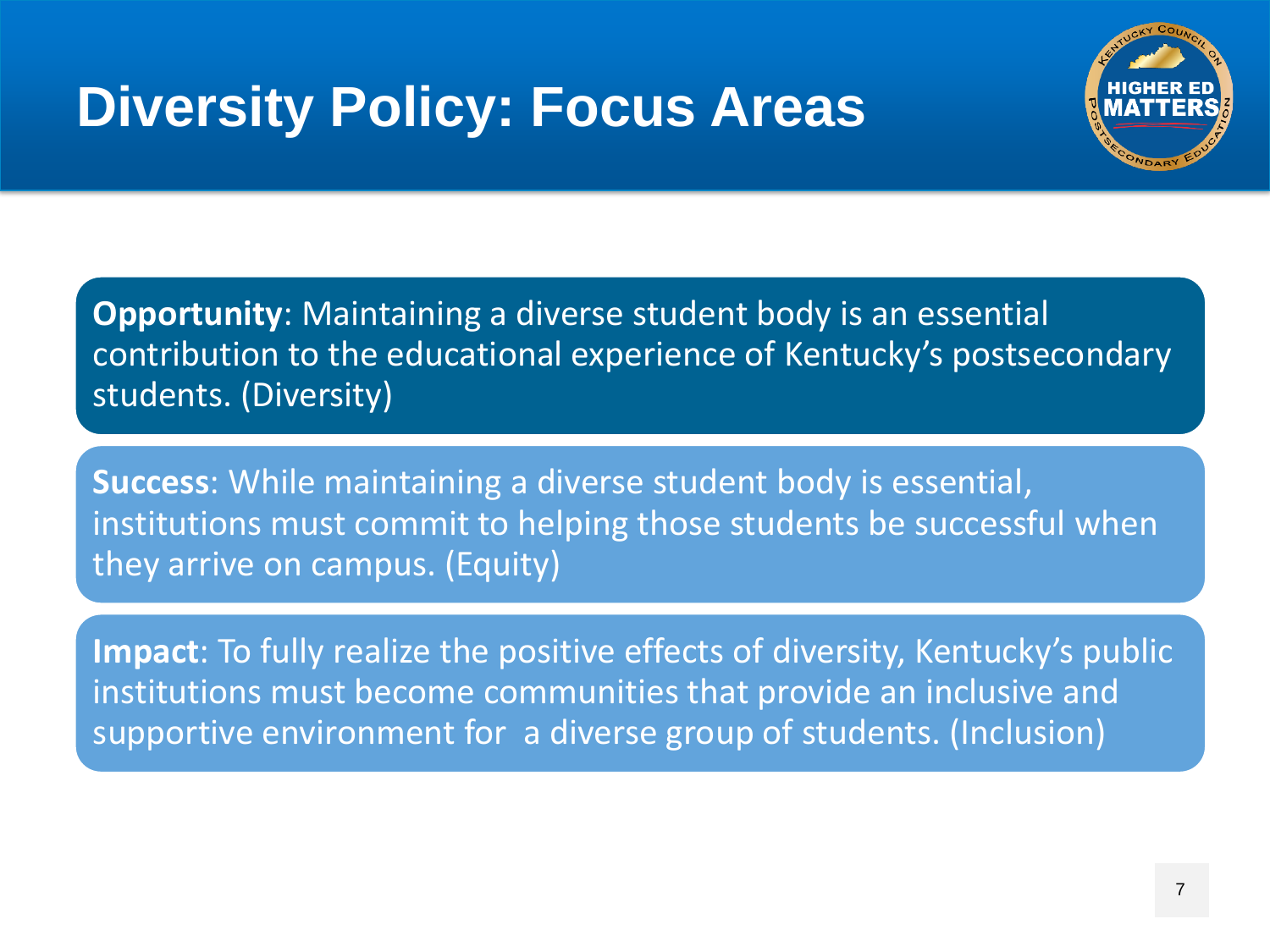# Diversity Policy: Focus Areas

**Opportunity**: Maintaining a diverse student body is an essential contribution to the educational experience of Kentucky's postsecondary students. (Diversity)

**Success**: While maintaining a diverse student body is essential, institutions must commit to helping those students be successful when they arrive on campus. (Equity)

**Impact**: To fully realize the positive effects of diversity, Kentucky's public institutions must become communities that provide an inclusive and supportive environment for a diverse group of students. (Inclusion)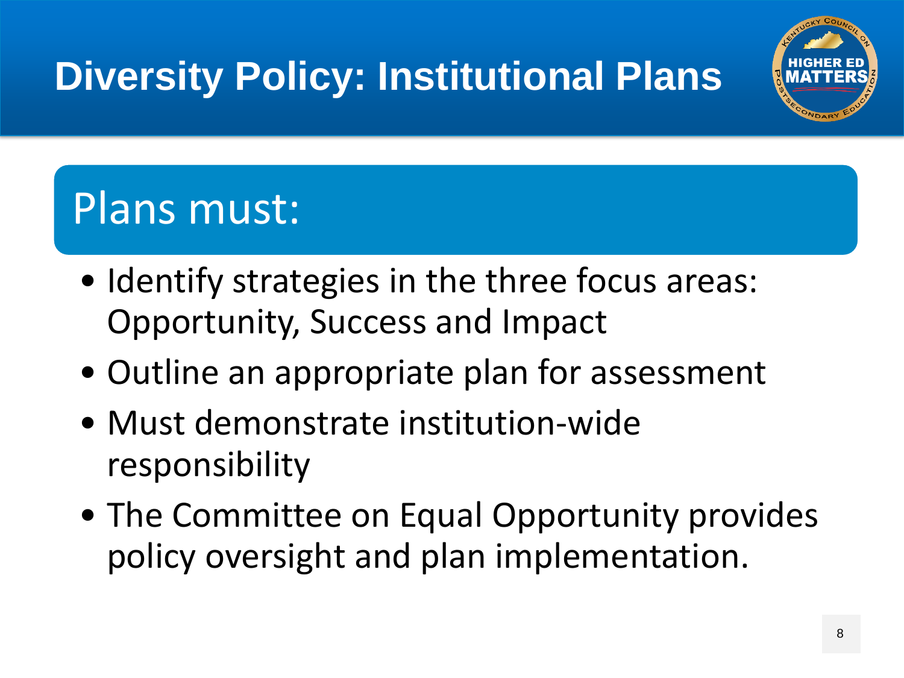# Diversity Policy: Institutional Plans

## Plans must:

- Identify strategies in the three focus areas: Opportunity, Success and Impact
- Outline an appropriate plan for assessment
- Must demonstrate institution-wide responsibility
- The Committee on Equal Opportunity provides policy oversight and plan implementation.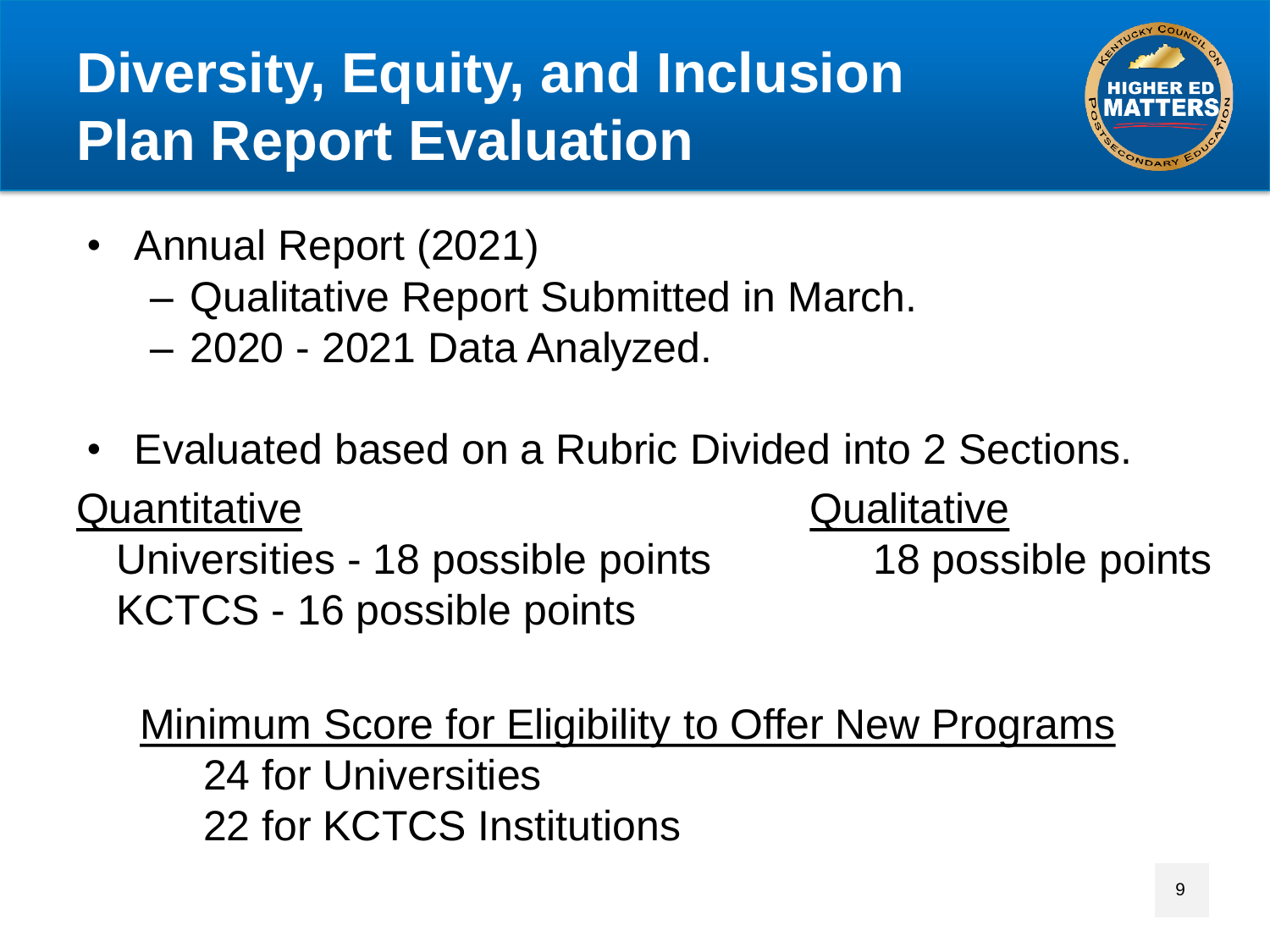# Diversity, Equity, and Inclusion Plan Report Evaluation

- Annual Report (2021)
  - Qualitative Report Submitted in March.
  - 2020 - 2021 Data Analyzed.
- Evaluated based on a Rubric Divided into 2 Sections.

<u>Quantitative</u>

Universities - 18 possible points

KCTCS - 16 possible points

<u>Qualitative</u>

18 possible points

<u>Minimum Score for Eligibility to Offer New Programs</u>

24 for Universities

22 for KCTCS Institutions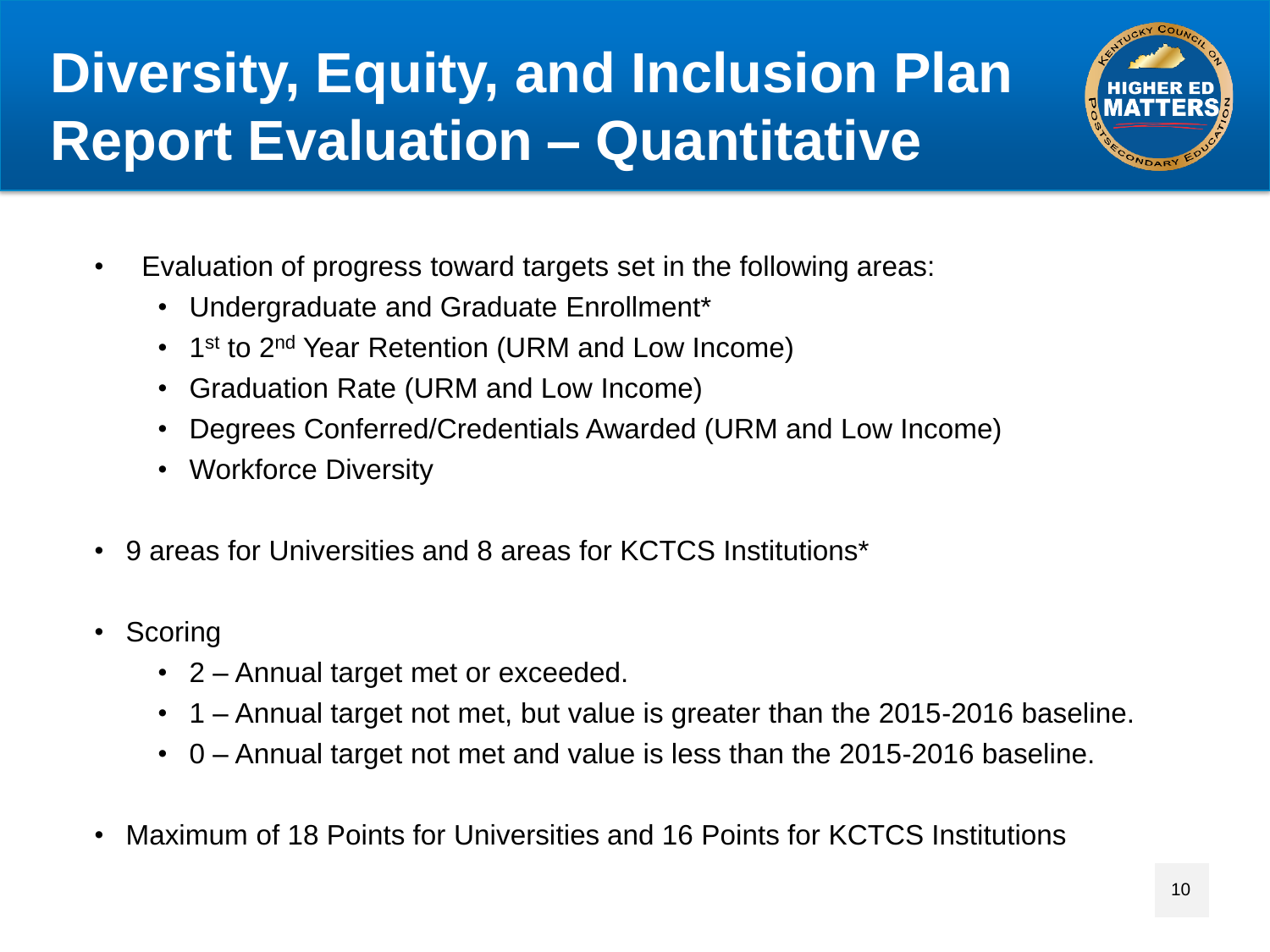# Diversity, Equity, and Inclusion Plan Report Evaluation – Quantitative

- Evaluation of progress toward targets set in the following areas:
  - Undergraduate and Graduate Enrollment*
  - 1st to 2nd Year Retention (URM and Low Income)
  - Graduation Rate (URM and Low Income)
  - Degrees Conferred/Credentials Awarded (URM and Low Income)
  - Workforce Diversity
- 9 areas for Universities and 8 areas for KCTCS Institutions*
- Scoring
  - 2 – Annual target met or exceeded.
  - 1 – Annual target not met, but value is greater than the 2015-2016 baseline.
  - 0 – Annual target not met and value is less than the 2015-2016 baseline.
- Maximum of 18 Points for Universities and 16 Points for KCTCS Institutions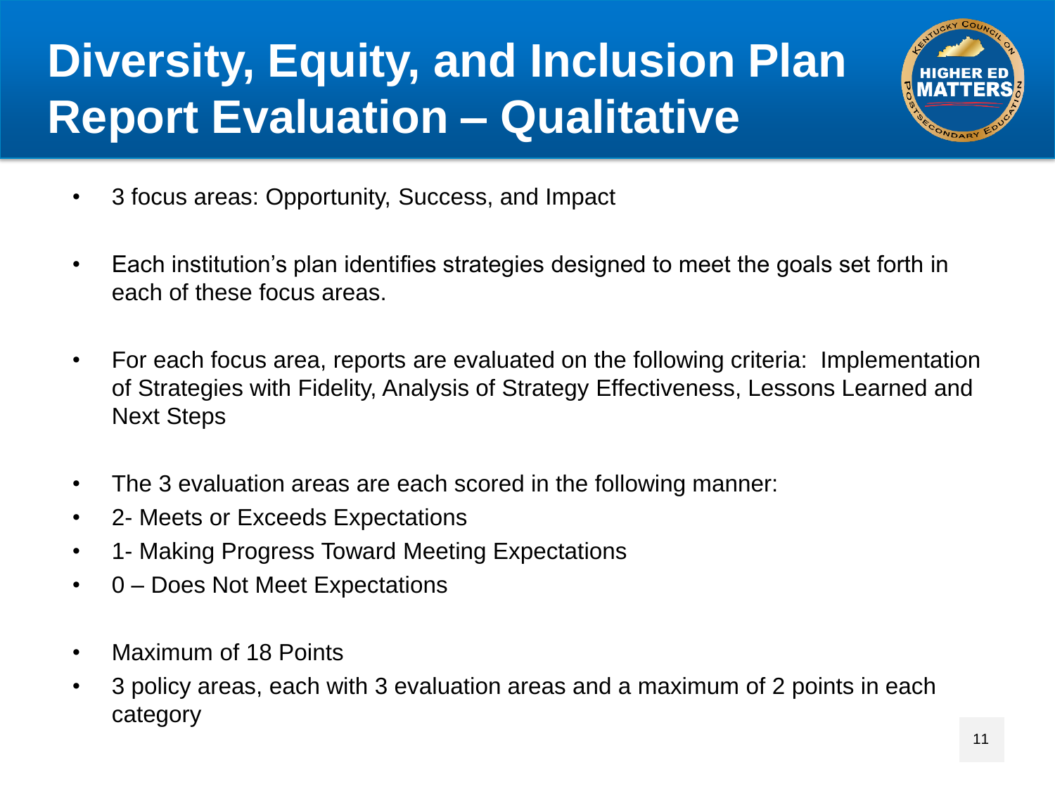# Diversity, Equity, and Inclusion Plan Report Evaluation – Qualitative

- 3 focus areas: Opportunity, Success, and Impact
- Each institution's plan identifies strategies designed to meet the goals set forth in each of these focus areas.
- For each focus area, reports are evaluated on the following criteria: Implementation of Strategies with Fidelity, Analysis of Strategy Effectiveness, Lessons Learned and Next Steps
- The 3 evaluation areas are each scored in the following manner:
- 2- Meets or Exceeds Expectations
- 1- Making Progress Toward Meeting Expectations
- 0 – Does Not Meet Expectations
- Maximum of 18 Points
- 3 policy areas, each with 3 evaluation areas and a maximum of 2 points in each category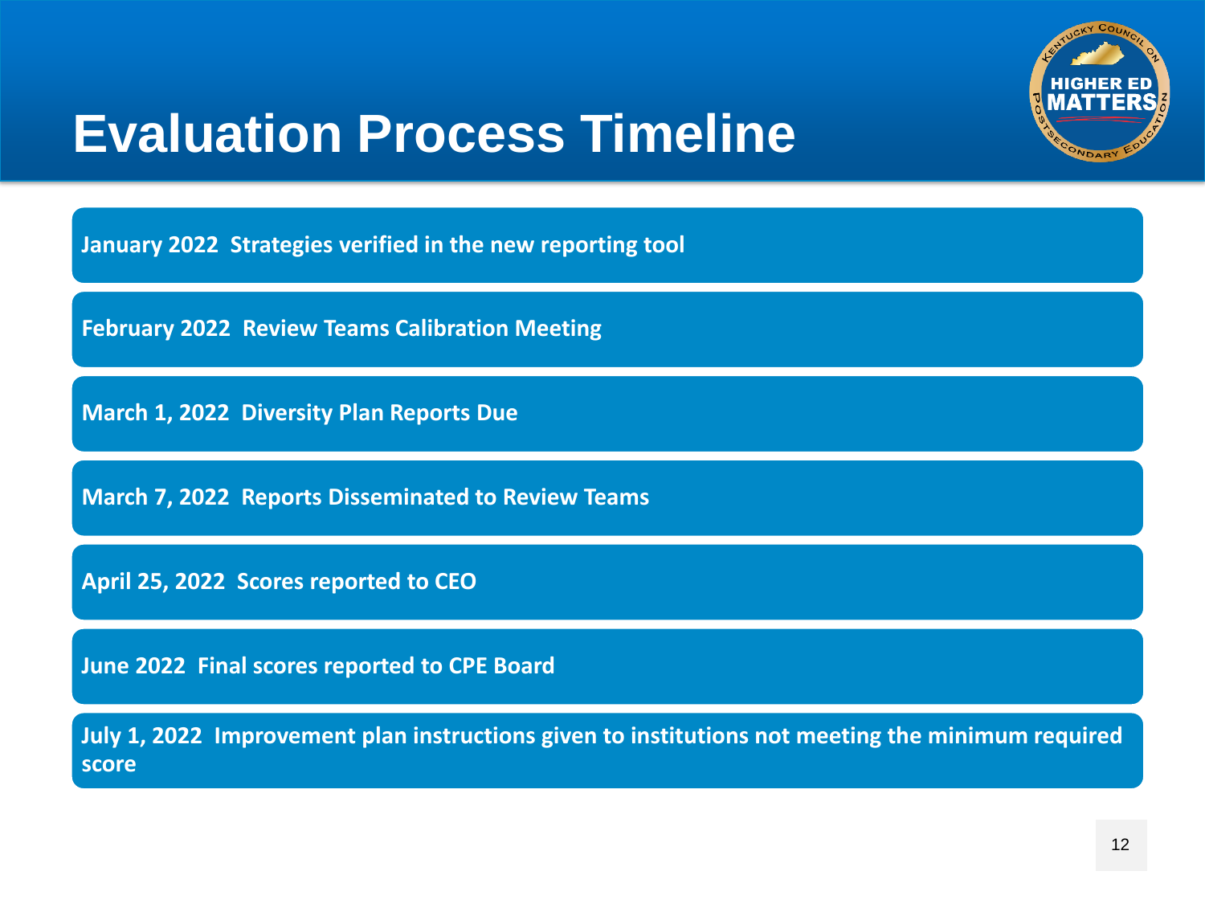# Evaluation Process Timeline

**January 2022  Strategies verified in the new reporting tool**

**February 2022  Review Teams Calibration Meeting**

**March 1, 2022  Diversity Plan Reports Due**

**March 7, 2022  Reports Disseminated to Review Teams**

**April 25, 2022  Scores reported to CEO**

**June 2022  Final scores reported to CPE Board**

**July 1, 2022  Improvement plan instructions given to institutions not meeting the minimum required score**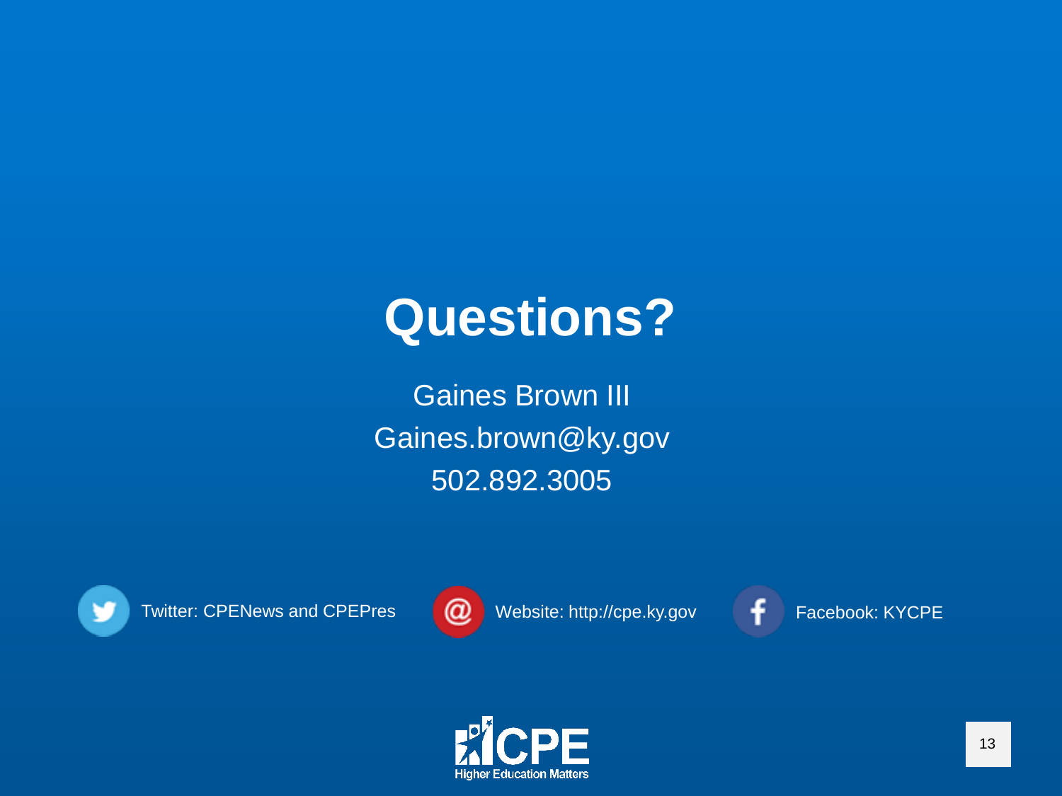# Questions?

Gaines Brown III

Gaines.brown@ky.gov

502.892.3005

Twitter: CPENews and CPEPres

Website: http://cpe.ky.gov

Facebook: KYCPE

CPE

Higher Education Matters